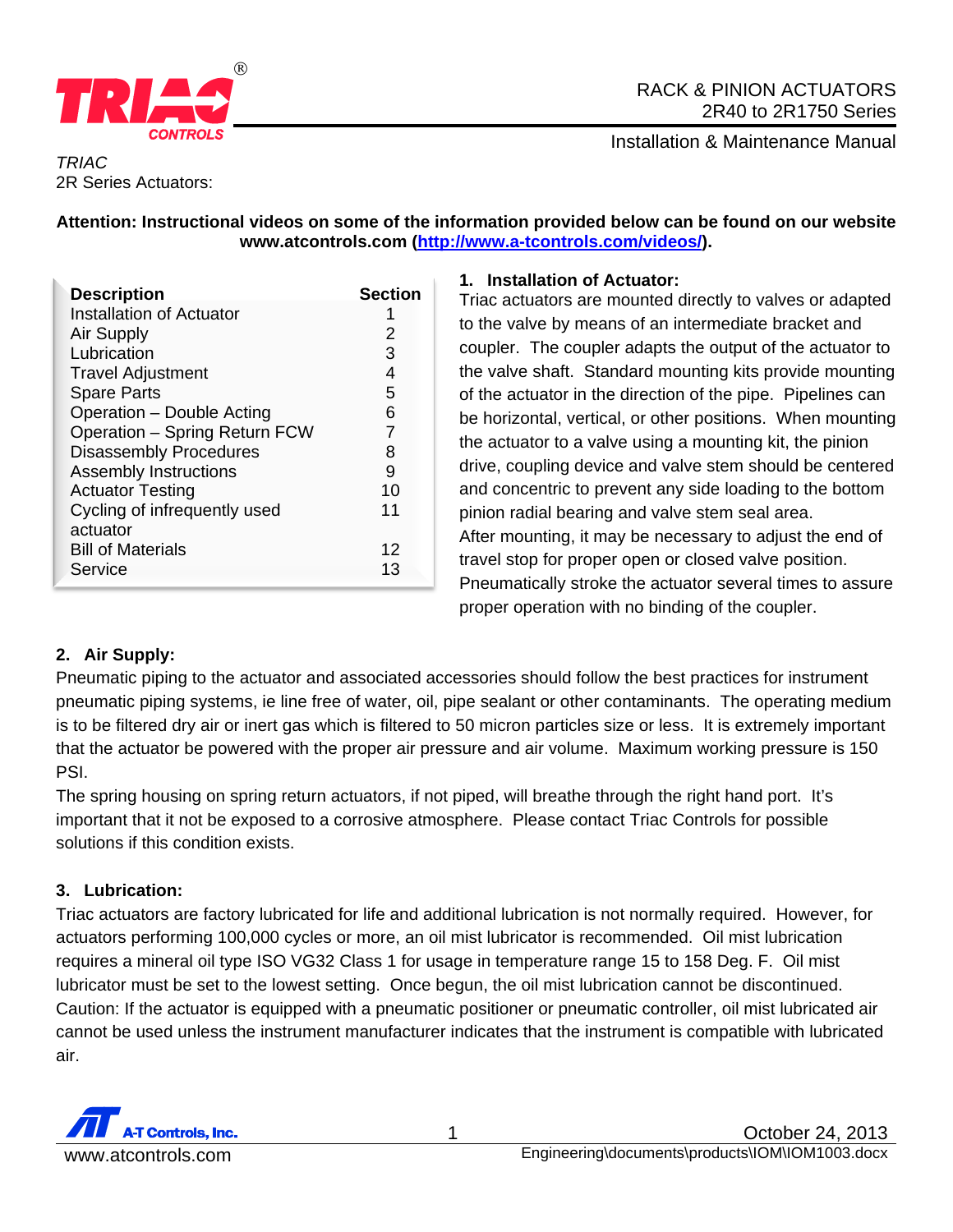RACK & PINION ACTUATORS
2R40 to 2R1750 Series

Installation & Maintenance Manual

*TRIAC*
2R Series Actuators:

**Attention: Instructional videos on some of the information provided below can be found on our website www.atcontrols.com ([http://www.a-tcontrols.com/videos/](http://www.a-tcontrols.com/videos/)).**

| Description | Section |
|---|---|
| Installation of Actuator | 1 |
| Air Supply | 2 |
| Lubrication | 3 |
| Travel Adjustment | 4 |
| Spare Parts | 5 |
| Operation – Double Acting | 6 |
| Operation – Spring Return FCW | 7 |
| Disassembly Procedures | 8 |
| Assembly Instructions | 9 |
| Actuator Testing | 10 |
| Cycling of infrequently used actuator | 11 |
| Bill of Materials | 12 |
| Service | 13 |

### 1. Installation of Actuator:

Triac actuators are mounted directly to valves or adapted to the valve by means of an intermediate bracket and coupler. The coupler adapts the output of the actuator to the valve shaft. Standard mounting kits provide mounting of the actuator in the direction of the pipe. Pipelines can be horizontal, vertical, or other positions. When mounting the actuator to a valve using a mounting kit, the pinion drive, coupling device and valve stem should be centered and concentric to prevent any side loading to the bottom pinion radial bearing and valve stem seal area.
After mounting, it may be necessary to adjust the end of travel stop for proper open or closed valve position. Pneumatically stroke the actuator several times to assure proper operation with no binding of the coupler.

### 2. Air Supply:

Pneumatic piping to the actuator and associated accessories should follow the best practices for instrument pneumatic piping systems, ie line free of water, oil, pipe sealant or other contaminants. The operating medium is to be filtered dry air or inert gas which is filtered to 50 micron particles size or less. It is extremely important that the actuator be powered with the proper air pressure and air volume. Maximum working pressure is 150 PSI.
The spring housing on spring return actuators, if not piped, will breathe through the right hand port. It's important that it not be exposed to a corrosive atmosphere. Please contact Triac Controls for possible solutions if this condition exists.

### 3. Lubrication:

Triac actuators are factory lubricated for life and additional lubrication is not normally required. However, for actuators performing 100,000 cycles or more, an oil mist lubricator is recommended. Oil mist lubrication requires a mineral oil type ISO VG32 Class 1 for usage in temperature range 15 to 158 Deg. F. Oil mist lubricator must be set to the lowest setting. Once begun, the oil mist lubrication cannot be discontinued.
Caution: If the actuator is equipped with a pneumatic positioner or pneumatic controller, oil mist lubricated air cannot be used unless the instrument manufacturer indicates that the instrument is compatible with lubricated air.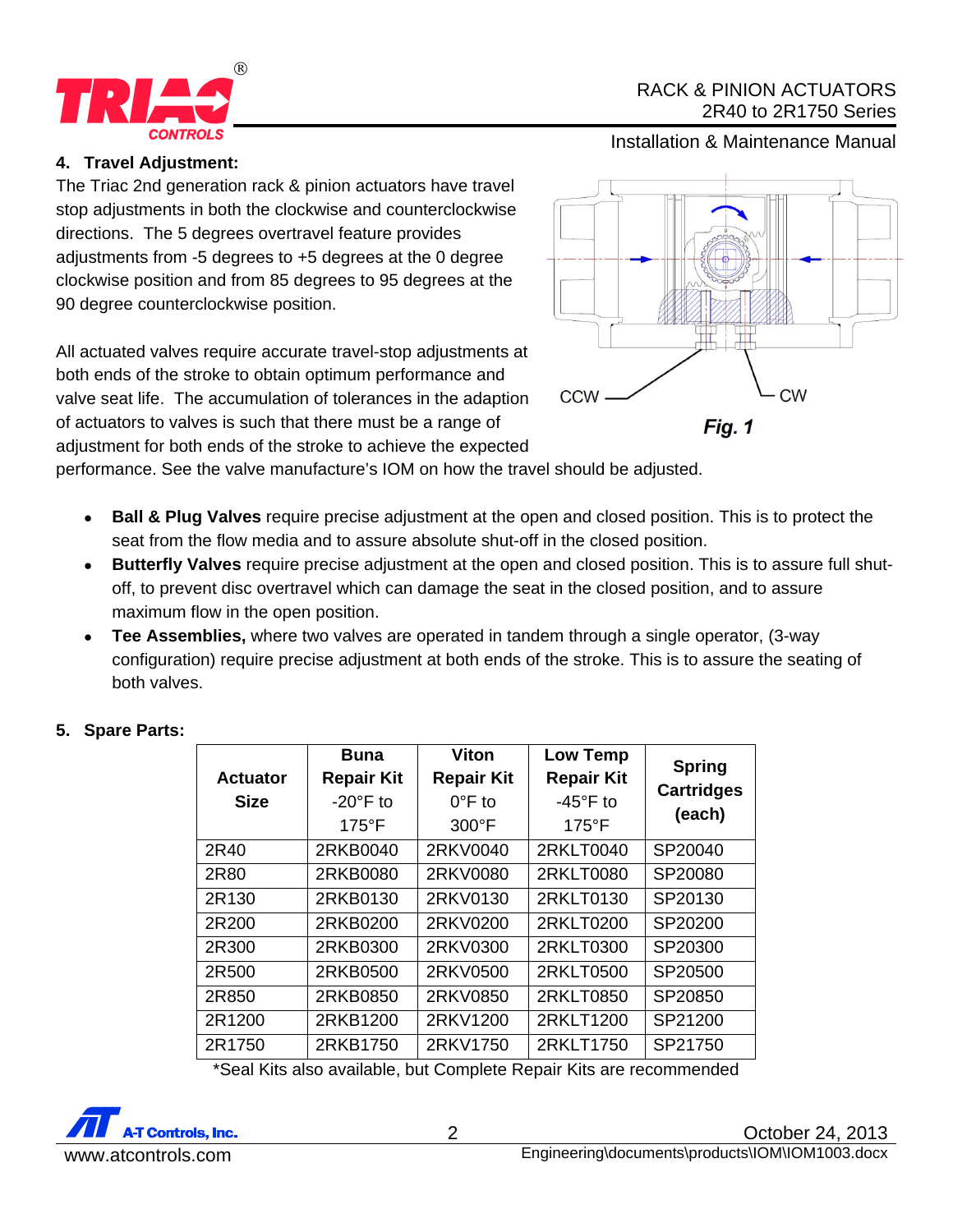## 4. Travel Adjustment:

The Triac 2nd generation rack & pinion actuators have travel stop adjustments in both the clockwise and counterclockwise directions. The 5 degrees overtravel feature provides adjustments from -5 degrees to +5 degrees at the 0 degree clockwise position and from 85 degrees to 95 degrees at the 90 degree counterclockwise position.

CCW CW

*Fig. 1*

All actuated valves require accurate travel-stop adjustments at both ends of the stroke to obtain optimum performance and valve seat life. The accumulation of tolerances in the adaption of actuators to valves is such that there must be a range of adjustment for both ends of the stroke to achieve the expected performance. See the valve manufacture's IOM on how the travel should be adjusted.

- **Ball & Plug Valves** require precise adjustment at the open and closed position. This is to protect the seat from the flow media and to assure absolute shut-off in the closed position.
- **Butterfly Valves** require precise adjustment at the open and closed position. This is to assure full shut-off, to prevent disc overtravel which can damage the seat in the closed position, and to assure maximum flow in the open position.
- **Tee Assemblies,** where two valves are operated in tandem through a single operator, (3-way configuration) require precise adjustment at both ends of the stroke. This is to assure the seating of both valves.

## 5. Spare Parts:

| **Actuator Size** | **Buna Repair Kit** -20°F to 175°F | **Viton Repair Kit** 0°F to 300°F | **Low Temp Repair Kit** -45°F to 175°F | **Spring Cartridges (each)** |
|---|---|---|---|---|
| 2R40 | 2RKB0040 | 2RKV0040 | 2RKLT0040 | SP20040 |
| 2R80 | 2RKB0080 | 2RKV0080 | 2RKLT0080 | SP20080 |
| 2R130 | 2RKB0130 | 2RKV0130 | 2RKLT0130 | SP20130 |
| 2R200 | 2RKB0200 | 2RKV0200 | 2RKLT0200 | SP20200 |
| 2R300 | 2RKB0300 | 2RKV0300 | 2RKLT0300 | SP20300 |
| 2R500 | 2RKB0500 | 2RKV0500 | 2RKLT0500 | SP20500 |
| 2R850 | 2RKB0850 | 2RKV0850 | 2RKLT0850 | SP20850 |
| 2R1200 | 2RKB1200 | 2RKV1200 | 2RKLT1200 | SP21200 |
| 2R1750 | 2RKB1750 | 2RKV1750 | 2RKLT1750 | SP21750 |

*Seal Kits also available, but Complete Repair Kits are recommended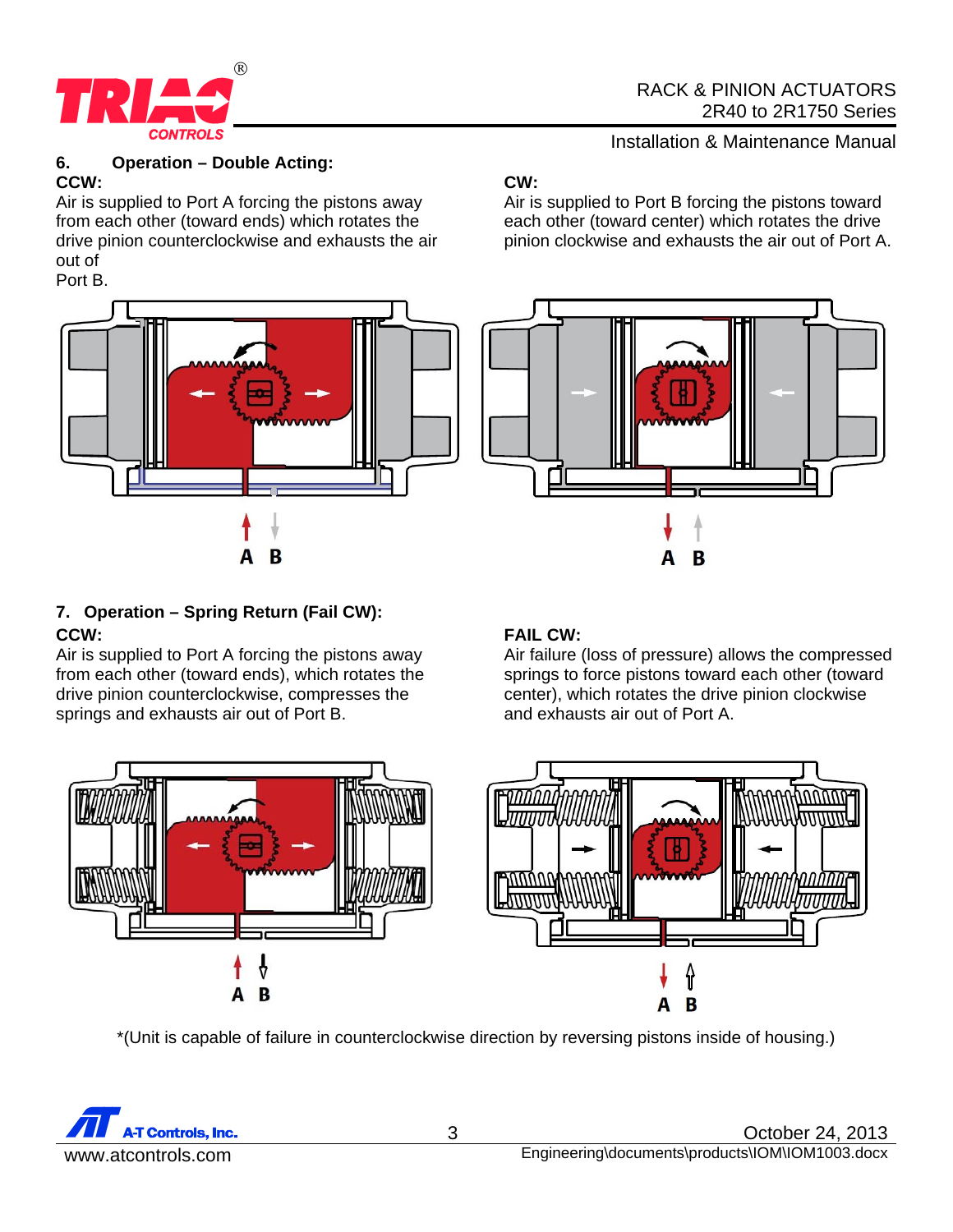## 6. Operation – Double Acting:

**CCW:**

Air is supplied to Port A forcing the pistons away from each other (toward ends) which rotates the drive pinion counterclockwise and exhausts the air out of Port B.

**CW:**

Air is supplied to Port B forcing the pistons toward each other (toward center) which rotates the drive pinion clockwise and exhausts the air out of Port A.

A B

A B

## 7. Operation – Spring Return (Fail CW):

**CCW:**

Air is supplied to Port A forcing the pistons away from each other (toward ends), which rotates the drive pinion counterclockwise, compresses the springs and exhausts air out of Port B.

**FAIL CW:**

Air failure (loss of pressure) allows the compressed springs to force pistons toward each other (toward center), which rotates the drive pinion clockwise and exhausts air out of Port A.

A B

A B

*(Unit is capable of failure in counterclockwise direction by reversing pistons inside of housing.)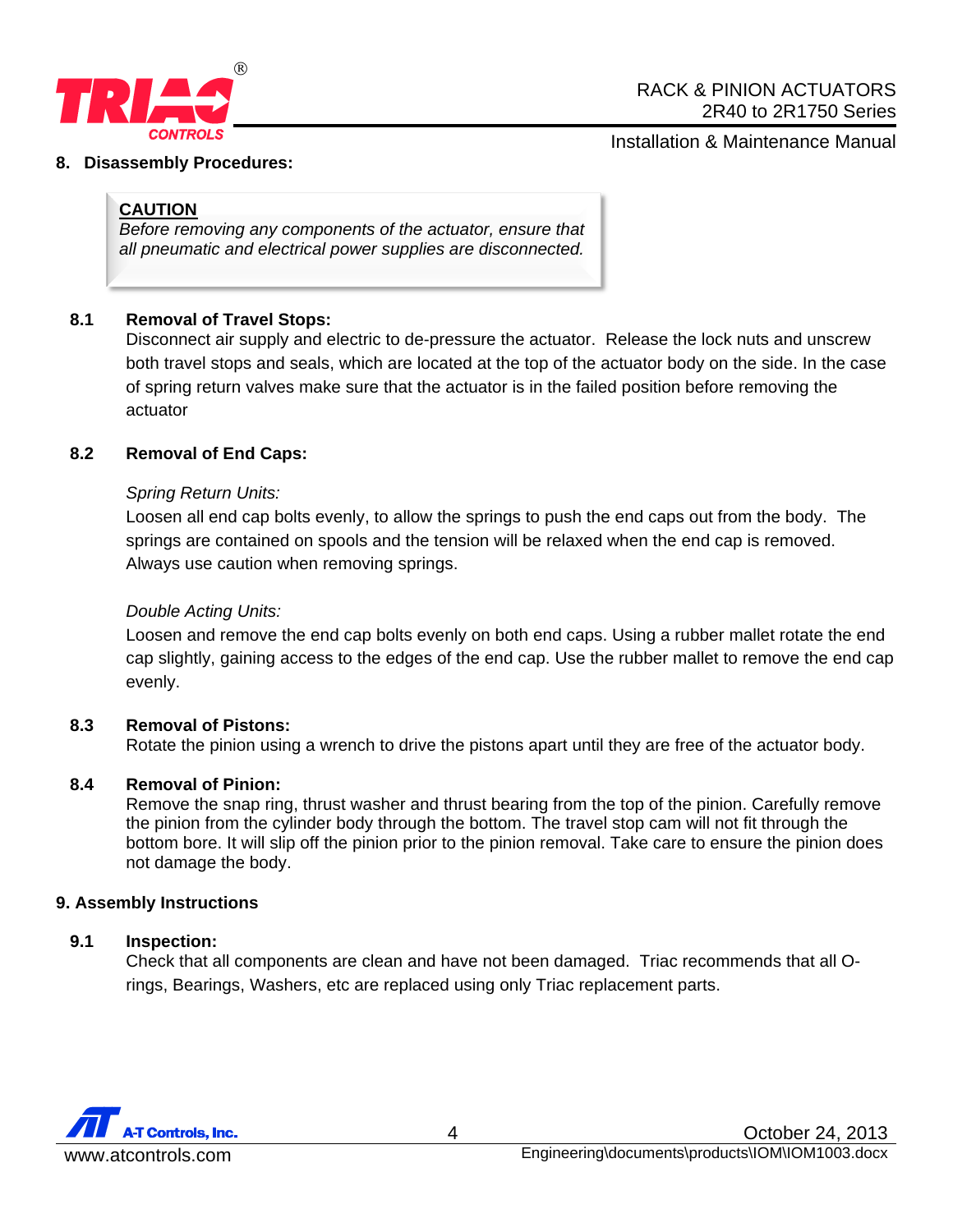## 8. Disassembly Procedures:

> **CAUTION**
> *Before removing any components of the actuator, ensure that all pneumatic and electrical power supplies are disconnected.*

### 8.1 Removal of Travel Stops:

Disconnect air supply and electric to de-pressure the actuator. Release the lock nuts and unscrew both travel stops and seals, which are located at the top of the actuator body on the side. In the case of spring return valves make sure that the actuator is in the failed position before removing the actuator

### 8.2 Removal of End Caps:

*Spring Return Units:*

Loosen all end cap bolts evenly, to allow the springs to push the end caps out from the body. The springs are contained on spools and the tension will be relaxed when the end cap is removed. Always use caution when removing springs.

*Double Acting Units:*

Loosen and remove the end cap bolts evenly on both end caps. Using a rubber mallet rotate the end cap slightly, gaining access to the edges of the end cap. Use the rubber mallet to remove the end cap evenly.

### 8.3 Removal of Pistons:

Rotate the pinion using a wrench to drive the pistons apart until they are free of the actuator body.

### 8.4 Removal of Pinion:

Remove the snap ring, thrust washer and thrust bearing from the top of the pinion. Carefully remove the pinion from the cylinder body through the bottom. The travel stop cam will not fit through the bottom bore. It will slip off the pinion prior to the pinion removal. Take care to ensure the pinion does not damage the body.

## 9. Assembly Instructions

### 9.1 Inspection:

Check that all components are clean and have not been damaged. Triac recommends that all O-rings, Bearings, Washers, etc are replaced using only Triac replacement parts.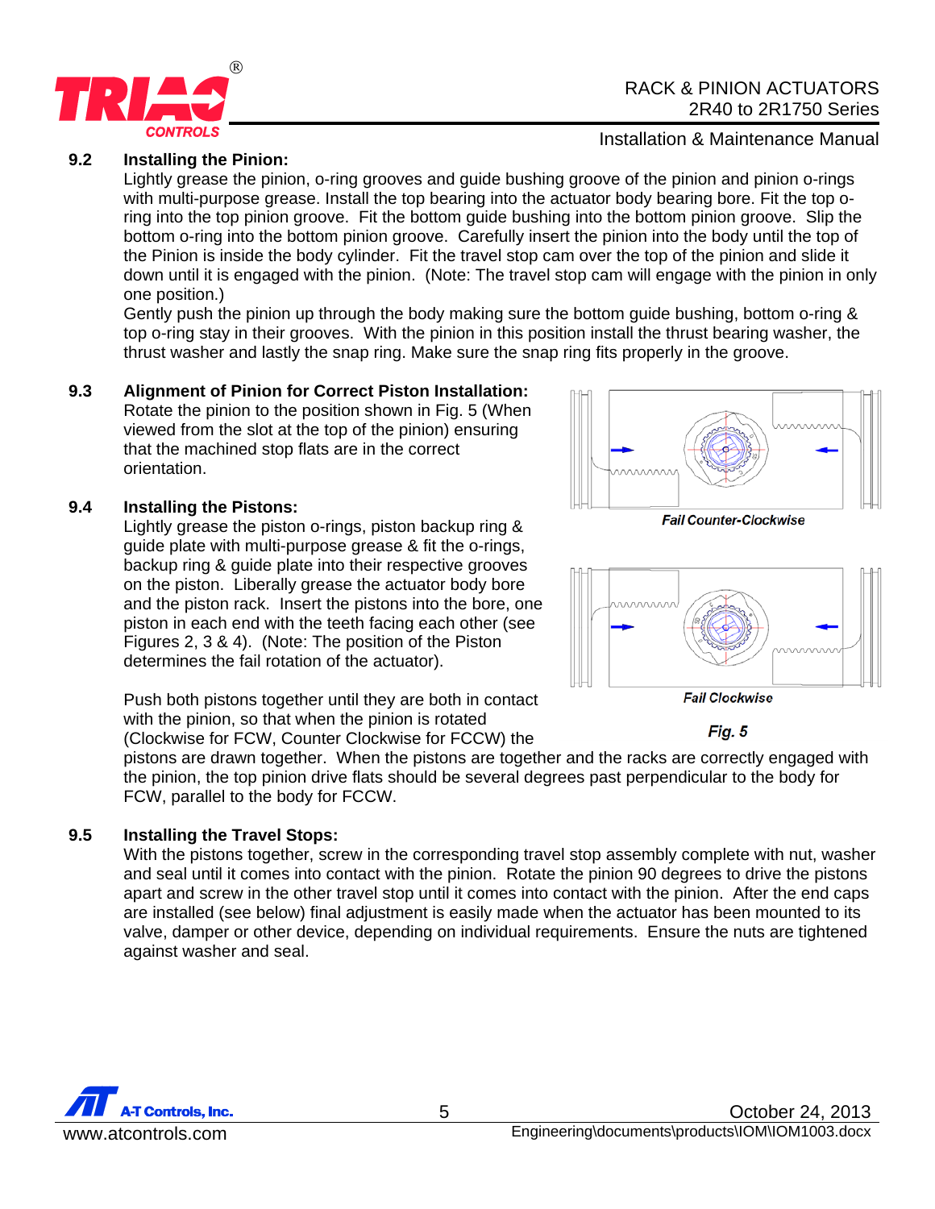### 9.2 Installing the Pinion:

Lightly grease the pinion, o-ring grooves and guide bushing groove of the pinion and pinion o-rings with multi-purpose grease. Install the top bearing into the actuator body bearing bore. Fit the top o-ring into the top pinion groove. Fit the bottom guide bushing into the bottom pinion groove. Slip the bottom o-ring into the bottom pinion groove. Carefully insert the pinion into the body until the top of the Pinion is inside the body cylinder. Fit the travel stop cam over the top of the pinion and slide it down until it is engaged with the pinion. (Note: The travel stop cam will engage with the pinion in only one position.)

Gently push the pinion up through the body making sure the bottom guide bushing, bottom o-ring & top o-ring stay in their grooves. With the pinion in this position install the thrust bearing washer, the thrust washer and lastly the snap ring. Make sure the snap ring fits properly in the groove.

### 9.3 Alignment of Pinion for Correct Piston Installation:

Rotate the pinion to the position shown in Fig. 5 (When viewed from the slot at the top of the pinion) ensuring that the machined stop flats are in the correct orientation.

### 9.4 Installing the Pistons:

Lightly grease the piston o-rings, piston backup ring & guide plate with multi-purpose grease & fit the o-rings, backup ring & guide plate into their respective grooves on the piston. Liberally grease the actuator body bore and the piston rack. Insert the pistons into the bore, one piston in each end with the teeth facing each other (see Figures 2, 3 & 4). (Note: The position of the Piston determines the fail rotation of the actuator).

*Fail Counter-Clockwise*

*Fail Clockwise*

*Fig. 5*

Push both pistons together until they are both in contact with the pinion, so that when the pinion is rotated (Clockwise for FCW, Counter Clockwise for FCCW) the pistons are drawn together. When the pistons are together and the racks are correctly engaged with the pinion, the top pinion drive flats should be several degrees past perpendicular to the body for FCW, parallel to the body for FCCW.

### 9.5 Installing the Travel Stops:

With the pistons together, screw in the corresponding travel stop assembly complete with nut, washer and seal until it comes into contact with the pinion. Rotate the pinion 90 degrees to drive the pistons apart and screw in the other travel stop until it comes into contact with the pinion. After the end caps are installed (see below) final adjustment is easily made when the actuator has been mounted to its valve, damper or other device, depending on individual requirements. Ensure the nuts are tightened against washer and seal.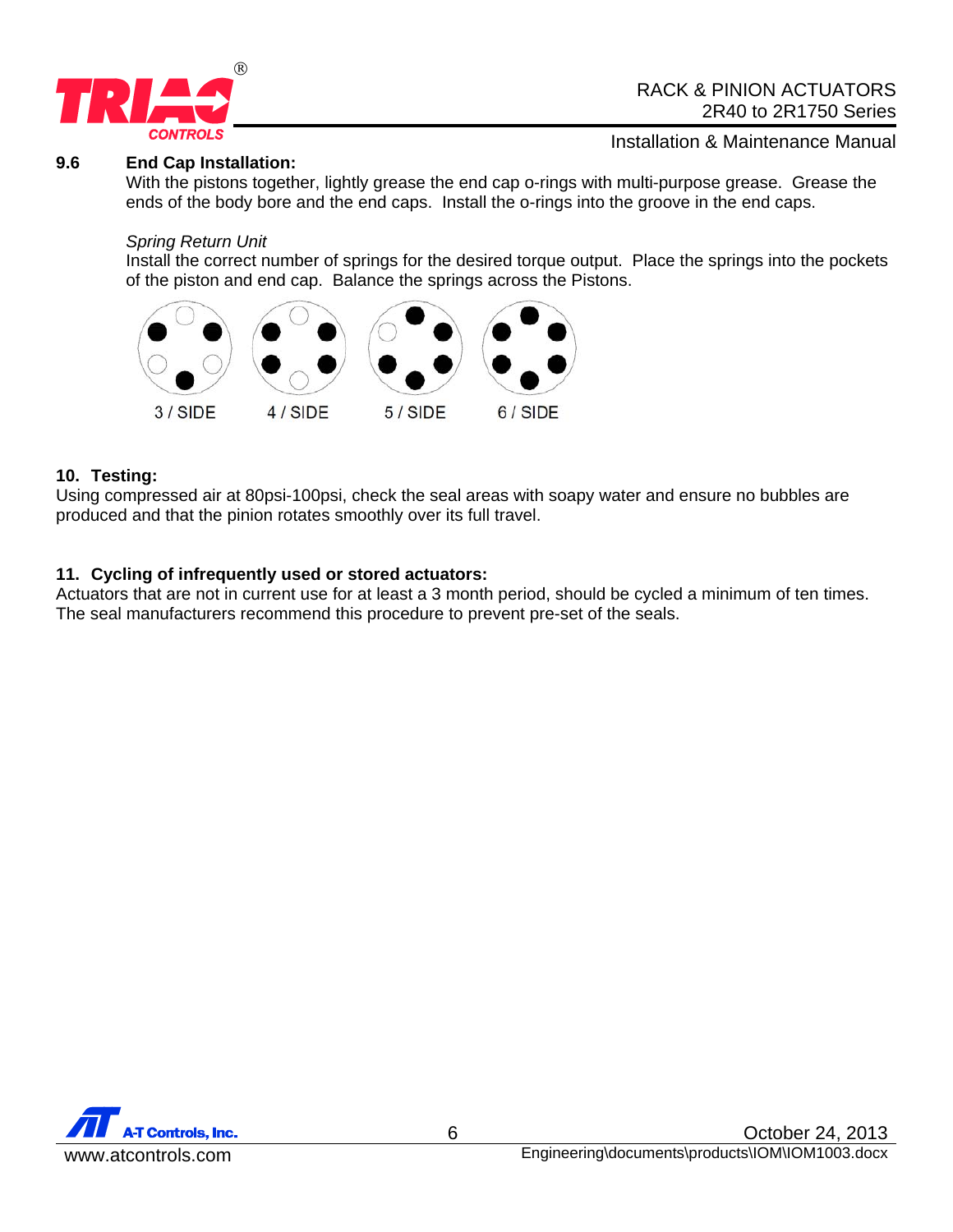### 9.6 End Cap Installation:

With the pistons together, lightly grease the end cap o-rings with multi-purpose grease. Grease the ends of the body bore and the end caps. Install the o-rings into the groove in the end caps.

*Spring Return Unit*

Install the correct number of springs for the desired torque output. Place the springs into the pockets of the piston and end cap. Balance the springs across the Pistons.

3 / SIDE    4 / SIDE    5 / SIDE    6 / SIDE

## 10. Testing:

Using compressed air at 80psi-100psi, check the seal areas with soapy water and ensure no bubbles are produced and that the pinion rotates smoothly over its full travel.

## 11. Cycling of infrequently used or stored actuators:

Actuators that are not in current use for at least a 3 month period, should be cycled a minimum of ten times. The seal manufacturers recommend this procedure to prevent pre-set of the seals.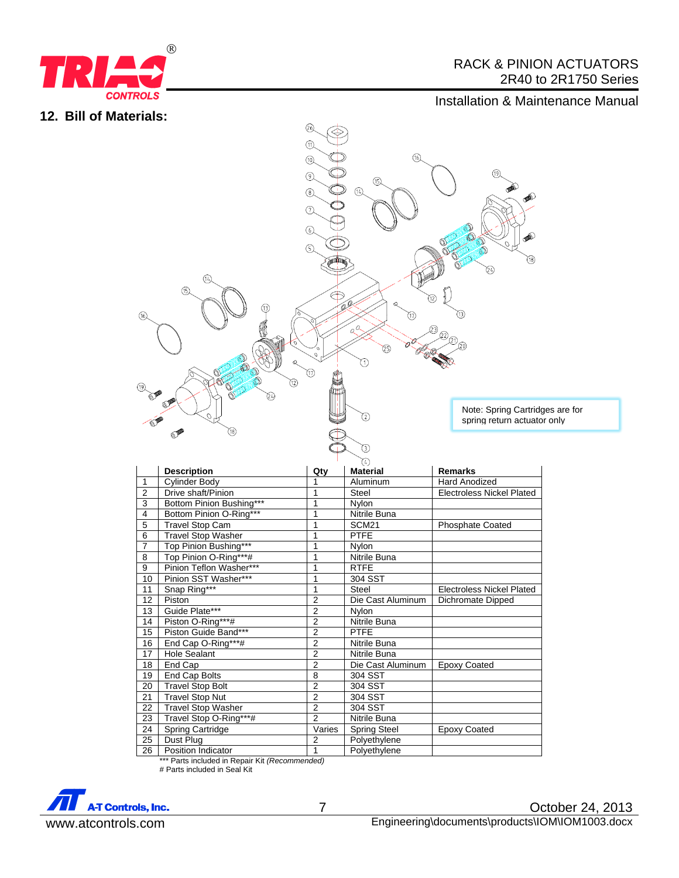## 12. Bill of Materials:

Note: Spring Cartridges are for spring return actuator only

| | Description | Qty | Material | Remarks |
|---|---|---|---|---|
| 1 | Cylinder Body | 1 | Aluminum | Hard Anodized |
| 2 | Drive shaft/Pinion | 1 | Steel | Electroless Nickel Plated |
| 3 | Bottom Pinion Bushing*** | 1 | Nylon | |
| 4 | Bottom Pinion O-Ring*** | 1 | Nitrile Buna | |
| 5 | Travel Stop Cam | 1 | SCM21 | Phosphate Coated |
| 6 | Travel Stop Washer | 1 | PTFE | |
| 7 | Top Pinion Bushing*** | 1 | Nylon | |
| 8 | Top Pinion O-Ring***# | 1 | Nitrile Buna | |
| 9 | Pinion Teflon Washer*** | 1 | RTFE | |
| 10 | Pinion SST Washer*** | 1 | 304 SST | |
| 11 | Snap Ring*** | 1 | Steel | Electroless Nickel Plated |
| 12 | Piston | 2 | Die Cast Aluminum | Dichromate Dipped |
| 13 | Guide Plate*** | 2 | Nylon | |
| 14 | Piston O-Ring***# | 2 | Nitrile Buna | |
| 15 | Piston Guide Band*** | 2 | PTFE | |
| 16 | End Cap O-Ring***# | 2 | Nitrile Buna | |
| 17 | Hole Sealant | 2 | Nitrile Buna | |
| 18 | End Cap | 2 | Die Cast Aluminum | Epoxy Coated |
| 19 | End Cap Bolts | 8 | 304 SST | |
| 20 | Travel Stop Bolt | 2 | 304 SST | |
| 21 | Travel Stop Nut | 2 | 304 SST | |
| 22 | Travel Stop Washer | 2 | 304 SST | |
| 23 | Travel Stop O-Ring***# | 2 | Nitrile Buna | |
| 24 | Spring Cartridge | Varies | Spring Steel | Epoxy Coated |
| 25 | Dust Plug | 2 | Polyethylene | |
| 26 | Position Indicator | 1 | Polyethylene | |

*** Parts included in Repair Kit *(Recommended)*
# Parts included in Seal Kit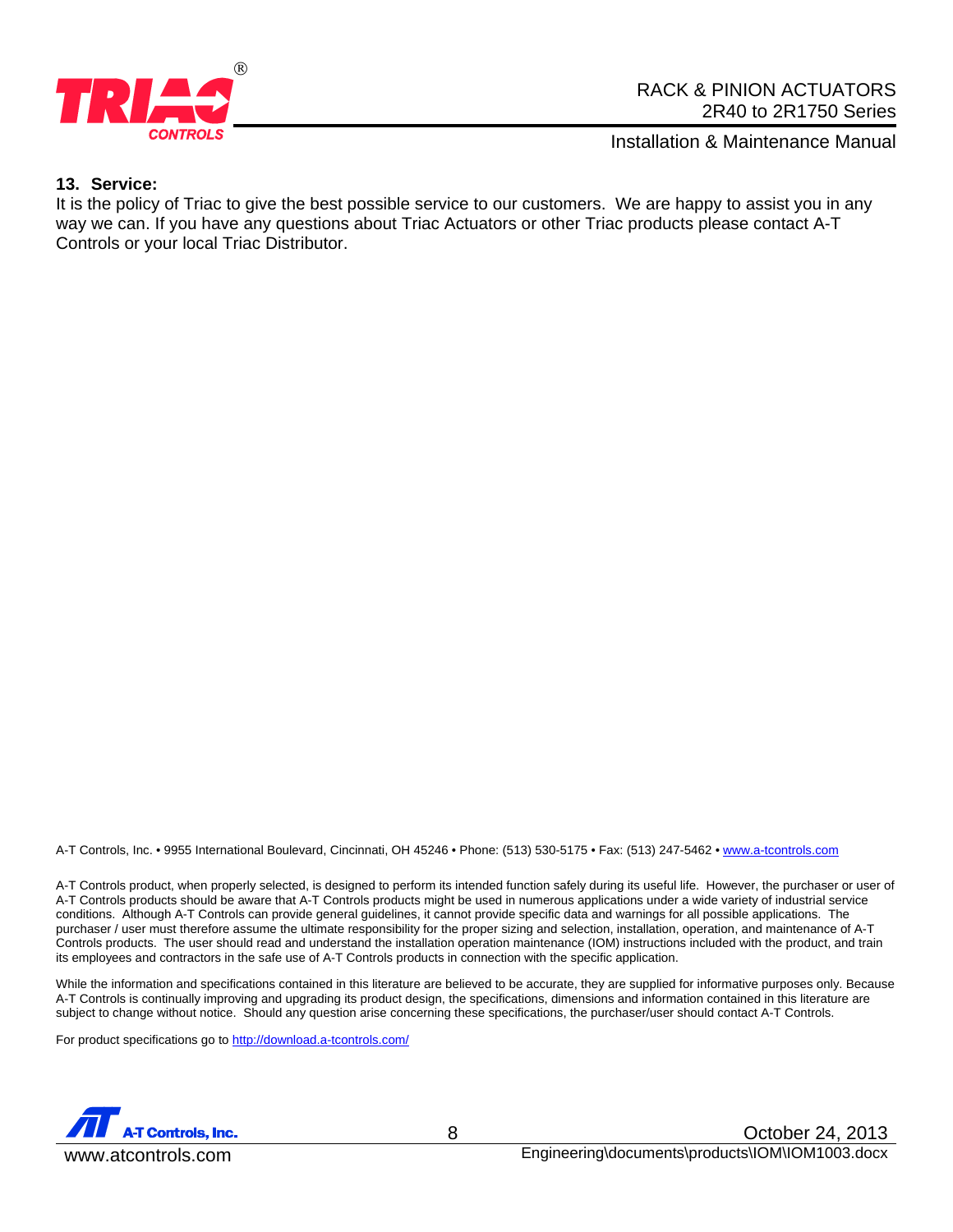## 13. Service:

It is the policy of Triac to give the best possible service to our customers. We are happy to assist you in any way we can. If you have any questions about Triac Actuators or other Triac products please contact A-T Controls or your local Triac Distributor.

A-T Controls, Inc. • 9955 International Boulevard, Cincinnati, OH 45246 • Phone: (513) 530-5175 • Fax: (513) 247-5462 • www.a-tcontrols.com

A-T Controls product, when properly selected, is designed to perform its intended function safely during its useful life. However, the purchaser or user of A-T Controls products should be aware that A-T Controls products might be used in numerous applications under a wide variety of industrial service conditions. Although A-T Controls can provide general guidelines, it cannot provide specific data and warnings for all possible applications. The purchaser / user must therefore assume the ultimate responsibility for the proper sizing and selection, installation, operation, and maintenance of A-T Controls products. The user should read and understand the installation operation maintenance (IOM) instructions included with the product, and train its employees and contractors in the safe use of A-T Controls products in connection with the specific application.

While the information and specifications contained in this literature are believed to be accurate, they are supplied for informative purposes only. Because A-T Controls is continually improving and upgrading its product design, the specifications, dimensions and information contained in this literature are subject to change without notice. Should any question arise concerning these specifications, the purchaser/user should contact A-T Controls.

For product specifications go to http://download.a-tcontrols.com/